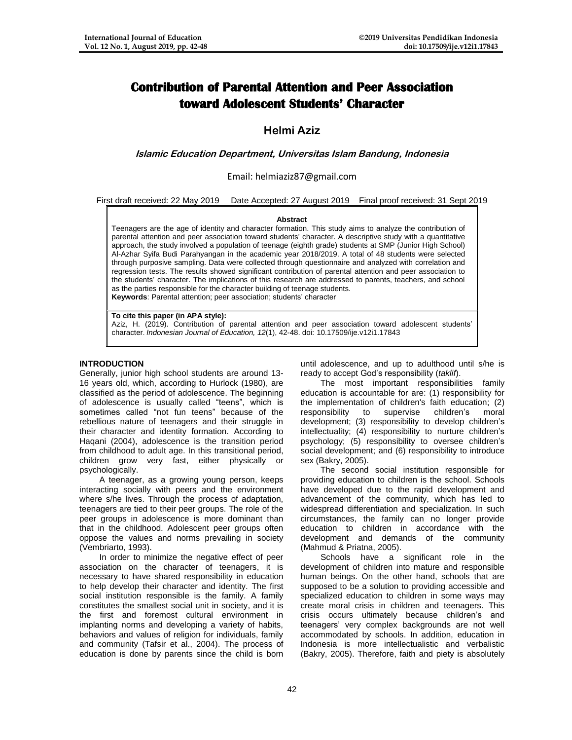# Contribution of Parental Attention and Peer Association toward Adolescent Students' Character

**Helmi Aziz**

***Islamic Education Department, Universitas Islam Bandung, Indonesia***

Email: helmiaziz87@gmail.com

First draft received: 22 May 2019 Date Accepted: 27 August 2019 Final proof received: 31 Sept 2019

**Abstract**

Teenagers are the age of identity and character formation. This study aims to analyze the contribution of parental attention and peer association toward students' character. A descriptive study with a quantitative approach, the study involved a population of teenage (eighth grade) students at SMP (Junior High School) Al-Azhar Syifa Budi Parahyangan in the academic year 2018/2019. A total of 48 students were selected through purposive sampling. Data were collected through questionnaire and analyzed with correlation and regression tests. The results showed significant contribution of parental attention and peer association to the students' character. The implications of this research are addressed to parents, teachers, and school as the parties responsible for the character building of teenage students.

**Keywords**: Parental attention; peer association; students' character

**To cite this paper (in APA style):**
Aziz, H. (2019). Contribution of parental attention and peer association toward adolescent students' character. *Indonesian Journal of Education, 12*(1), 42-48. doi: 10.17509/ije.v12i1.17843

## INTRODUCTION

Generally, junior high school students are around 13-16 years old, which, according to Hurlock (1980), are classified as the period of adolescence. The beginning of adolescence is usually called "teens", which is sometimes called "not fun teens" because of the rebellious nature of teenagers and their struggle in their character and identity formation. According to Haqani (2004), adolescence is the transition period from childhood to adult age. In this transitional period, children grow very fast, either physically or psychologically.

A teenager, as a growing young person, keeps interacting socially with peers and the environment where s/he lives. Through the process of adaptation, teenagers are tied to their peer groups. The role of the peer groups in adolescence is more dominant than that in the childhood. Adolescent peer groups often oppose the values and norms prevailing in society (Vembriarto, 1993).

In order to minimize the negative effect of peer association on the character of teenagers, it is necessary to have shared responsibility in education to help develop their character and identity. The first social institution responsible is the family. A family constitutes the smallest social unit in society, and it is the first and foremost cultural environment in implanting norms and developing a variety of habits, behaviors and values of religion for individuals, family and community (Tafsir et al., 2004). The process of education is done by parents since the child is born until adolescence, and up to adulthood until s/he is ready to accept God's responsibility (*taklif*).

The most important responsibilities family education is accountable for are: (1) responsibility for the implementation of children's faith education; (2) responsibility to supervise children's moral development; (3) responsibility to develop children's intellectuality; (4) responsibility to nurture children's psychology; (5) responsibility to oversee children's social development; and (6) responsibility to introduce sex (Bakry, 2005).

The second social institution responsible for providing education to children is the school. Schools have developed due to the rapid development and advancement of the community, which has led to widespread differentiation and specialization. In such circumstances, the family can no longer provide education to children in accordance with the development and demands of the community (Mahmud & Priatna, 2005).

Schools have a significant role in the development of children into mature and responsible human beings. On the other hand, schools that are supposed to be a solution to providing accessible and specialized education to children in some ways may create moral crisis in children and teenagers. This crisis occurs ultimately because children's and teenagers' very complex backgrounds are not well accommodated by schools. In addition, education in Indonesia is more intellectualistic and verbalistic (Bakry, 2005). Therefore, faith and piety is absolutely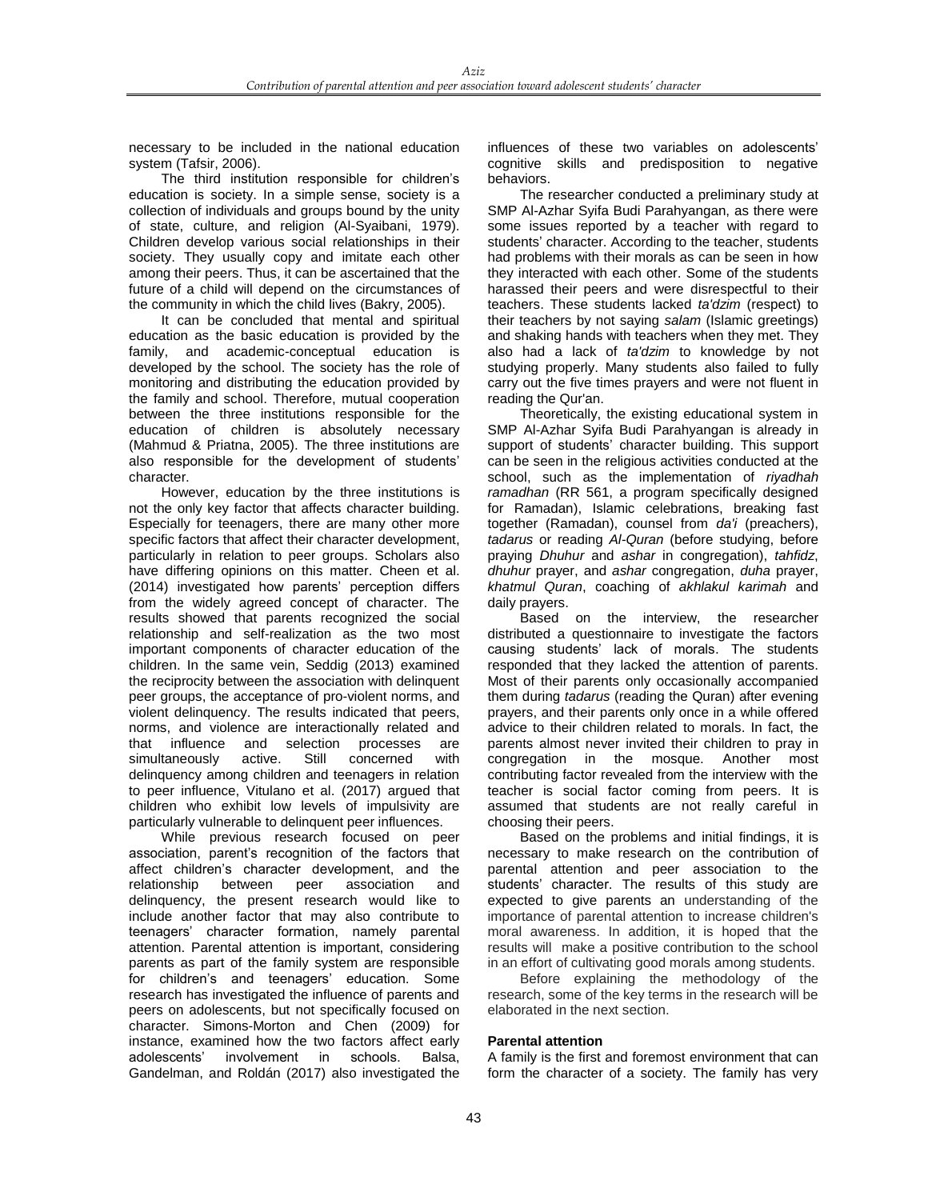necessary to be included in the national education system (Tafsir, 2006).

The third institution responsible for children's education is society. In a simple sense, society is a collection of individuals and groups bound by the unity of state, culture, and religion (Al-Syaibani, 1979). Children develop various social relationships in their society. They usually copy and imitate each other among their peers. Thus, it can be ascertained that the future of a child will depend on the circumstances of the community in which the child lives (Bakry, 2005).

It can be concluded that mental and spiritual education as the basic education is provided by the family, and academic-conceptual education is developed by the school. The society has the role of monitoring and distributing the education provided by the family and school. Therefore, mutual cooperation between the three institutions responsible for the education of children is absolutely necessary (Mahmud & Priatna, 2005). The three institutions are also responsible for the development of students' character.

However, education by the three institutions is not the only key factor that affects character building. Especially for teenagers, there are many other more specific factors that affect their character development, particularly in relation to peer groups. Scholars also have differing opinions on this matter. Cheen et al. (2014) investigated how parents' perception differs from the widely agreed concept of character. The results showed that parents recognized the social relationship and self-realization as the two most important components of character education of the children. In the same vein, Seddig (2013) examined the reciprocity between the association with delinquent peer groups, the acceptance of pro-violent norms, and violent delinquency. The results indicated that peers, norms, and violence are interactionally related and that influence and selection processes are simultaneously active. Still concerned with delinqueny among children and teenagers in relation to peer influence, Vitulano et al. (2017) argued that children who exhibit low levels of impulsivity are particularly vulnerable to delinquent peer influences.

While previous research focused on peer association, parent's recognition of the factors that affect children's character development, and the relationship between peer association and delinquency, the present research would like to include another factor that may also contribute to teenagers' character formation, namely parental attention. Parental attention is important, considering parents as part of the family system are responsible for children's and teenagers' education. Some research has investigated the influence of parents and peers on adolescents, but not specifically focused on character. Simons-Morton and Chen (2009) for instance, examined how the two factors affect early adolescents' involvement in schools. Balsa, Gandelman, and Roldán (2017) also investigated the influences of these two variables on adolescents' cognitive skills and predisposition to negative behaviors.

The researcher conducted a preliminary study at SMP Al-Azhar Syifa Budi Parahyangan, as there were some issues reported by a teacher with regard to students' character. According to the teacher, students had problems with their morals as can be seen in how they interacted with each other. Some of the students harassed their peers and were disrespectful to their teachers. These students lacked *ta'dzim* (respect) to their teachers by not saying *salam* (Islamic greetings) and shaking hands with teachers when they met. They also had a lack of *ta'dzim* to knowledge by not studying properly. Many students also failed to fully carry out the five times prayers and were not fluent in reading the Qur'an.

Theoretically, the existing educational system in SMP Al-Azhar Syifa Budi Parahyangan is already in support of students' character building. This support can be seen in the religious activities conducted at the school, such as the implementation of *riyadhah ramadhan* (RR 561, a program specifically designed for Ramadan), Islamic celebrations, breaking fast together (Ramadan), counsel from *da'i* (preachers), *tadarus* or reading *Al-Quran* (before studying, before praying *Dhuhur* and *ashar* in congregation), *tahfidz*, *dhuhur* prayer, and *ashar* congregation, *duha* prayer, *khatmul Quran*, coaching of *akhlakul karimah* and daily prayers.

Based on the interview, the researcher distributed a questionnaire to investigate the factors causing students' lack of morals. The students responded that they lacked the attention of parents. Most of their parents only occasionally accompanied them during *tadarus* (reading the Quran) after evening prayers, and their parents only once in a while offered advice to their children related to morals. In fact, the parents almost never invited their children to pray in congregation in the mosque. Another most contributing factor revealed from the interview with the teacher is social factor coming from peers. It is assumed that students are not really careful in choosing their peers.

Based on the problems and initial findings, it is necessary to make research on the contribution of parental attention and peer association to the students' character. The results of this study are expected to give parents an understanding of the importance of parental attention to increase children's moral awareness. In addition, it is hoped that the results will make a positive contribution to the school in an effort of cultivating good morals among students.

Before explaining the methodology of the research, some of the key terms in the research will be elaborated in the next section.

**Parental attention**

A family is the first and foremost environment that can form the character of a society. The family has very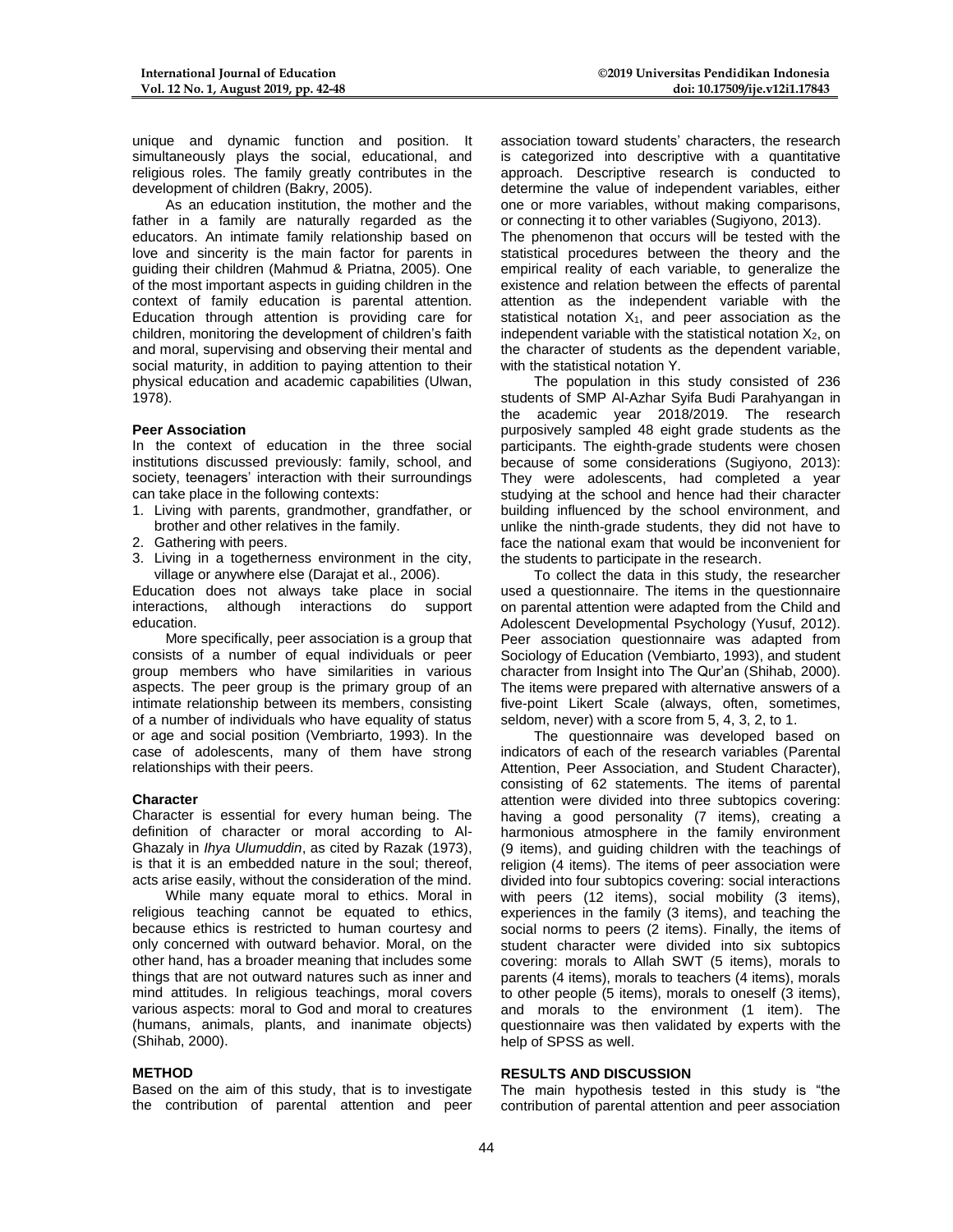unique and dynamic function and position. It simultaneously plays the social, educational, and religious roles. The family greatly contributes in the development of children (Bakry, 2005).

As an education institution, the mother and the father in a family are naturally regarded as the educators. An intimate family relationship based on love and sincerity is the main factor for parents in guiding their children (Mahmud & Priatna, 2005). One of the most important aspects in guiding children in the context of family education is parental attention. Education through attention is providing care for children, monitoring the development of children's faith and moral, supervising and observing their mental and social maturity, in addition to paying attention to their physical education and academic capabilities (Ulwan, 1978).

### Peer Association

In the context of education in the three social institutions discussed previously: family, school, and society, teenagers' interaction with their surroundings can take place in the following contexts:

1. Living with parents, grandmother, grandfather, or brother and other relatives in the family.
2. Gathering with peers.
3. Living in a togetherness environment in the city, village or anywhere else (Darajat et al., 2006).

Education does not always take place in social interactions, although interactions do support education.

More specifically, peer association is a group that consists of a number of equal individuals or peer group members who have similarities in various aspects. The peer group is the primary group of an intimate relationship between its members, consisting of a number of individuals who have equality of status or age and social position (Vembriarto, 1993). In the case of adolescents, many of them have strong relationships with their peers.

### Character

Character is essential for every human being. The definition of character or moral according to Al-Ghazaly in *Ihya Ulumuddin*, as cited by Razak (1973), is that it is an embedded nature in the soul; thereof, acts arise easily, without the consideration of the mind.

While many equate moral to ethics. Moral in religious teaching cannot be equated to ethics, because ethics is restricted to human courtesy and only concerned with outward behavior. Moral, on the other hand, has a broader meaning that includes some things that are not outward natures such as inner and mind attitudes. In religious teachings, moral covers various aspects: moral to God and moral to creatures (humans, animals, plants, and inanimate objects) (Shihab, 2000).

## METHOD

Based on the aim of this study, that is to investigate the contribution of parental attention and peer association toward students' characters, the research is categorized into descriptive with a quantitative approach. Descriptive research is conducted to determine the value of independent variables, either one or more variables, without making comparisons, or connecting it to other variables (Sugiyono, 2013).

The phenomenon that occurs will be tested with the statistical procedures between the theory and the empirical reality of each variable, to generalize the existence and relation between the effects of parental attention as the independent variable with the statistical notation $X_1$, and peer association as the independent variable with the statistical notation $X_2$, on the character of students as the dependent variable, with the statistical notation Y.

The population in this study consisted of 236 students of SMP Al-Azhar Syifa Budi Parahyangan in the academic year 2018/2019. The research purposively sampled 48 eight grade students as the participants. The eighth-grade students were chosen because of some considerations (Sugiyono, 2013): They were adolescents, had completed a year studying at the school and hence had their character building influenced by the school environment, and unlike the ninth-grade students, they did not have to face the national exam that would be inconvenient for the students to participate in the research.

To collect the data in this study, the researcher used a questionnaire. The items in the questionnaire on parental attention were adapted from the Child and Adolescent Developmental Psychology (Yusuf, 2012). Peer association questionnaire was adapted from Sociology of Education (Vembiarto, 1993), and student character from Insight into The Qur'an (Shihab, 2000). The items were prepared with alternative answers of a five-point Likert Scale (always, often, sometimes, seldom, never) with a score from 5, 4, 3, 2, to 1.

The questionnaire was developed based on indicators of each of the research variables (Parental Attention, Peer Association, and Student Character), consisting of 62 statements. The items of parental attention were divided into three subtopics covering: having a good personality (7 items), creating a harmonious atmosphere in the family environment (9 items), and guiding children with the teachings of religion (4 items). The items of peer association were divided into four subtopics covering: social interactions with peers (12 items), social mobility (3 items), experiences in the family (3 items), and teaching the social norms to peers (2 items). Finally, the items of student character were divided into six subtopics covering: morals to Allah SWT (5 items), morals to parents (4 items), morals to teachers (4 items), morals to other people (5 items), morals to oneself (3 items), and morals to the environment (1 item). The questionnaire was then validated by experts with the help of SPSS as well.

## RESULTS AND DISCUSSION

The main hypothesis tested in this study is "the contribution of parental attention and peer association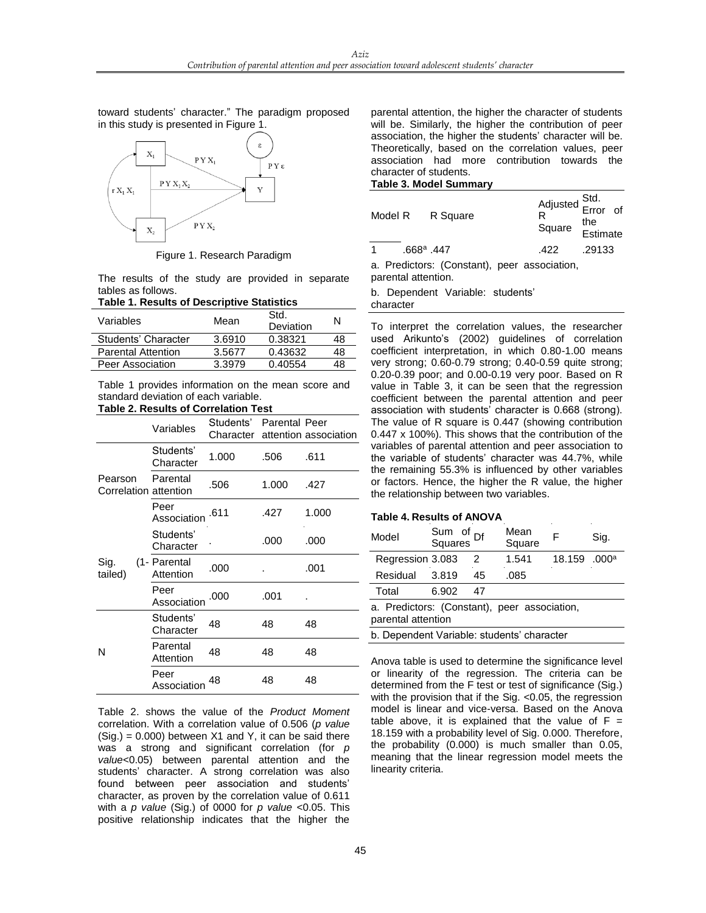toward students' character." The paradigm proposed in this study is presented in Figure 1.

Figure 1. Research Paradigm

The results of the study are provided in separate tables as follows.

**Table 1. Results of Descriptive Statistics**

| Variables | Mean | Std. Deviation | N |
|---|---|---|---|
| Students' Character | 3.6910 | 0.38321 | 48 |
| Parental Attention | 3.5677 | 0.43632 | 48 |
| Peer Association | 3.3979 | 0.40554 | 48 |

Table 1 provides information on the mean score and standard deviation of each variable.

**Table 2. Results of Correlation Test**

| | Variables | Students' Character | Parental attention | Peer association |
|---|---|---|---|---|
| Pearson Correlation | Students' Character | 1.000 | .506 | .611 |
| | Parental attention | .506 | 1.000 | .427 |
| | Peer Association | .611 | .427 | 1.000 |
| Sig. (1-tailed) | Students' Character | . | .000 | .000 |
| | Parental Attention | .000 | . | .001 |
| | Peer Association | .000 | .001 | . |
| N | Students' Character | 48 | 48 | 48 |
| | Parental Attention | 48 | 48 | 48 |
| | Peer Association | 48 | 48 | 48 |

Table 2. shows the value of the *Product Moment* correlation. With a correlation value of 0.506 (*p value* (Sig.) = 0.000) between X1 and Y, it can be said there was a strong and significant correlation (for *p value*<0.05) between parental attention and the students' character. A strong correlation was also found between peer association and students' character, as proven by the correlation value of 0.611 with a *p value* (Sig.) of 0000 for *p value* <0.05. This positive relationship indicates that the higher the parental attention, the higher the character of students will be. Similarly, the higher the contribution of peer association, the higher the students' character will be. Theoretically, based on the correlation values, peer association had more contribution towards the character of students.

**Table 3. Model Summary**

| Model | R | R Square | Adjusted R Square | Std. Error of the Estimate |
|---|---|---|---|---|
| 1 | .668[a] | .447 | .422 | .29133 |

a. Predictors: (Constant), peer association, parental attention.

b. Dependent Variable: students' character

To interpret the correlation values, the researcher used Arikunto's (2002) guidelines of correlation coefficient interpretation, in which 0.80-1.00 means very strong; 0.60-0.79 strong; 0.40-0.59 quite strong; 0.20-0.39 poor; and 0.00-0.19 very poor. Based on R value in Table 3, it can be seen that the regression coefficient between the parental attention and peer association with students' character is 0.668 (strong). The value of R square is 0.447 (showing contribution 0.447 x 100%). This shows that the contribution of the variables of parental attention and peer association to the variable of students' character was 44.7%, while the remaining 55.3% is influenced by other variables or factors. Hence, the higher the R value, the higher the relationship between two variables.

**Table 4. Results of ANOVA**

| Model | Sum of Squares | Df | Mean Square | F | Sig. |
|---|---|---|---|---|---|
| Regression | 3.083 | 2 | 1.541 | 18.159 | .000[a] |
| Residual | 3.819 | 45 | .085 | | |
| Total | 6.902 | 47 | | | |

a. Predictors: (Constant), peer association, parental attention

b. Dependent Variable: students' character

Anova table is used to determine the significance level or linearity of the regression. The criteria can be determined from the F test or test of significance (Sig.) with the provision that if the Sig. <0.05, the regression model is linear and vice-versa. Based on the Anova table above, it is explained that the value of F = 18.159 with a probability level of Sig. 0.000. Therefore, the probability (0.000) is much smaller than 0.05, meaning that the linear regression model meets the linearity criteria.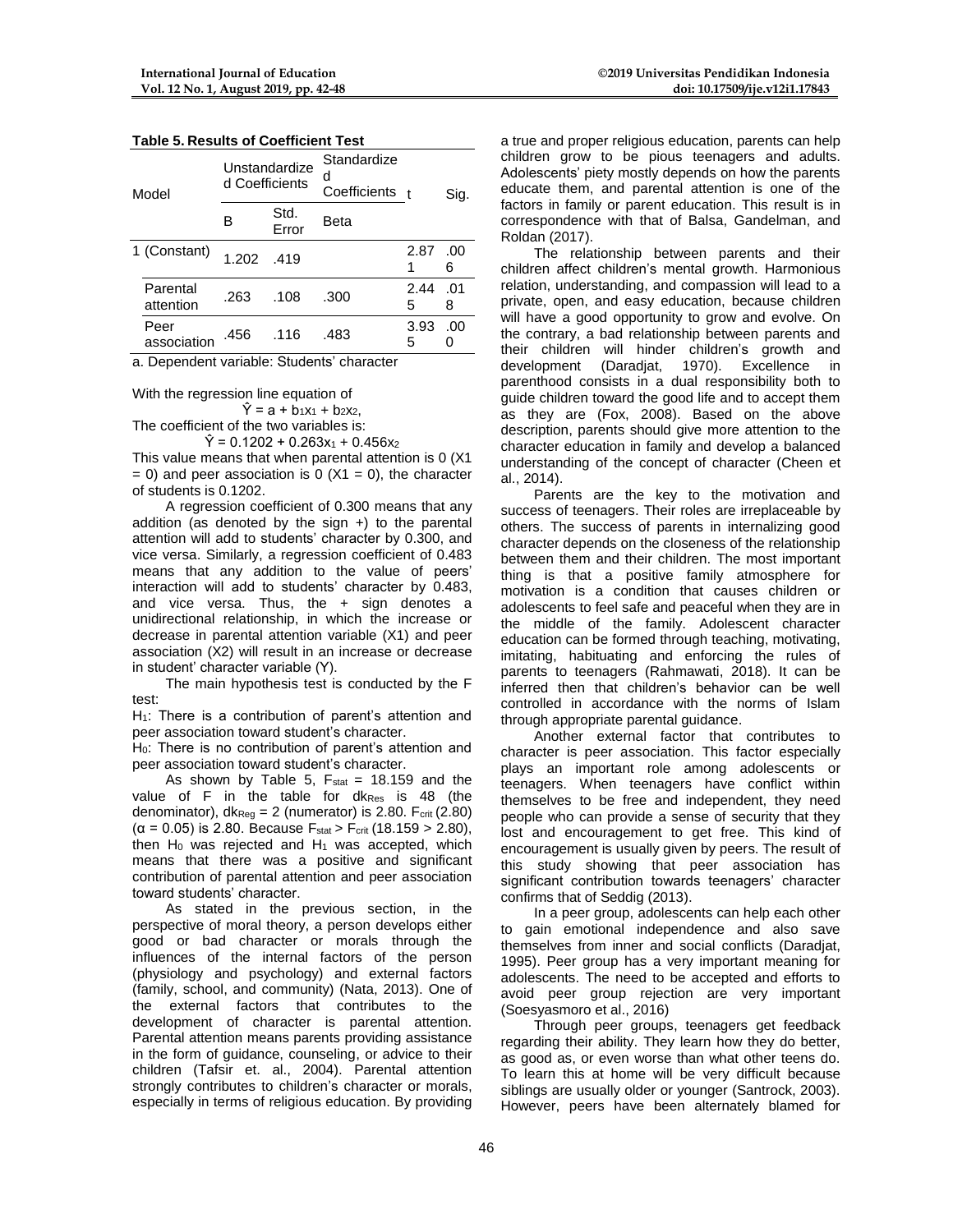**Table 5. Results of Coefficient Test**

| Model | Unstandardized Coefficients | | Standardized Coefficients | t | Sig. |
|---|---|---|---|---|---|
| | B | Std. Error | Beta | | |
| 1 (Constant) | 1.202 | .419 | | 2.871 | .006 |
| Parental attention | .263 | .108 | .300 | 2.445 | .018 |
| Peer association | .456 | .116 | .483 | 3.935 | .000 |

a. Dependent variable: Students' character

With the regression line equation of

$$\hat{Y} = a + b_1x_1 + b_2x_2,$$

The coefficient of the two variables is:

$$\hat{Y} = 0.1202 + 0.263x_1 + 0.456x_2$$

This value means that when parental attention is 0 (X1 = 0) and peer association is 0 (X1 = 0), the character of students is 0.1202.

A regression coefficient of 0.300 means that any addition (as denoted by the sign +) to the parental attention will add to students' character by 0.300, and vice versa. Similarly, a regression coefficient of 0.483 means that any addition to the value of peers' interaction will add to students' character by 0.483, and vice versa. Thus, the + sign denotes a unidirectional relationship, in which the increase or decrease in parental attention variable (X1) and peer association (X2) will result in an increase or decrease in student' character variable (Y).

The main hypothesis test is conducted by the F test:

$H_1$: There is a contribution of parent's attention and peer association toward student's character.

$H_0$: There is no contribution of parent's attention and peer association toward student's character.

As shown by Table 5, $F_{stat}$ = 18.159 and the value of F in the table for $dk_{Res}$ is 48 (the denominator), $dk_{Reg}$ = 2 (numerator) is 2.80. $F_{crit}$ (2.80) ($\alpha$ = 0.05) is 2.80. Because $F_{stat} > F_{crit}$ (18.159 > 2.80), then $H_0$ was rejected and $H_1$ was accepted, which means that there was a positive and significant contribution of parental attention and peer association toward students' character.

As stated in the previous section, in the perspective of moral theory, a person develops either good or bad character or morals through the influences of the internal factors of the person (physiology and psychology) and external factors (family, school, and community) (Nata, 2013). One of the external factors that contributes to the development of character is parental attention. Parental attention means parents providing assistance in the form of guidance, counseling, or advice to their children (Tafsir et. al., 2004). Parental attention strongly contributes to children's character or morals, especially in terms of religious education. By providing a true and proper religious education, parents can help children grow to be pious teenagers and adults. Adolescents' piety mostly depends on how the parents educate them, and parental attention is one of the factors in family or parent education. This result is in correspondence with that of Balsa, Gandelman, and Roldan (2017).

The relationship between parents and their children affect children's mental growth. Harmonious relation, understanding, and compassion will lead to a private, open, and easy education, because children will have a good opportunity to grow and evolve. On the contrary, a bad relationship between parents and their children will hinder children's growth and development (Daradjat, 1970). Excellence in parenthood consists in a dual responsibility both to guide children toward the good life and to accept them as they are (Fox, 2008). Based on the above description, parents should give more attention to the character education in family and develop a balanced understanding of the concept of character (Cheen et al., 2014).

Parents are the key to the motivation and success of teenagers. Their roles are irreplaceable by others. The success of parents in internalizing good character depends on the closeness of the relationship between them and their children. The most important thing is that a positive family atmosphere for motivation is a condition that causes children or adolescents to feel safe and peaceful when they are in the middle of the family. Adolescent character education can be formed through teaching, motivating, imitating, habituating and enforcing the rules of parents to teenagers (Rahmawati, 2018). It can be inferred then that children's behavior can be well controlled in accordance with the norms of Islam through appropriate parental guidance.

Another external factor that contributes to character is peer association. This factor especially plays an important role among adolescents or teenagers. When teenagers have conflict within themselves to be free and independent, they need people who can provide a sense of security that they lost and encouragement to get free. This kind of encouragement is usually given by peers. The result of this study showing that peer association has significant contribution towards teenagers' character confirms that of Seddig (2013).

In a peer group, adolescents can help each other to gain emotional independence and also save themselves from inner and social conflicts (Daradjat, 1995). Peer group has a very important meaning for adolescents. The need to be accepted and efforts to avoid peer group rejection are very important (Soesyasmoro et al., 2016)

Through peer groups, teenagers get feedback regarding their ability. They learn how they do better, as good as, or even worse than what other teens do. To learn this at home will be very difficult because siblings are usually older or younger (Santrock, 2003). However, peers have been alternately blamed for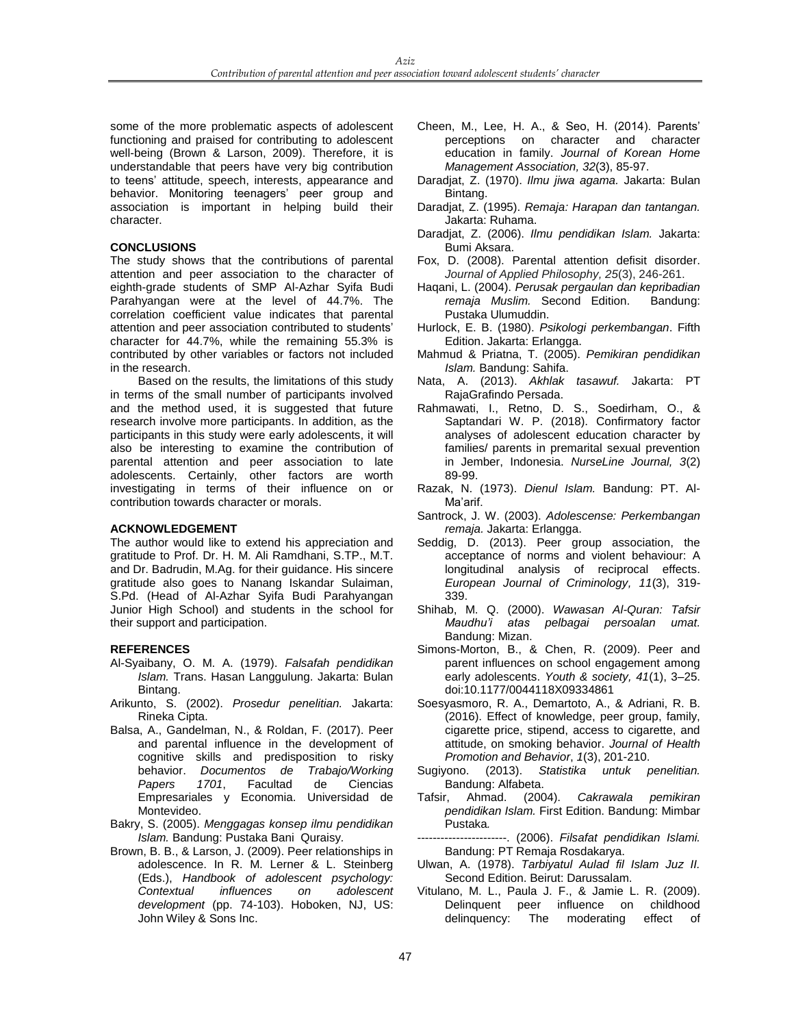some of the more problematic aspects of adolescent functioning and praised for contributing to adolescent well-being (Brown & Larson, 2009). Therefore, it is understandable that peers have very big contribution to teens' attitude, speech, interests, appearance and behavior. Monitoring teenagers' peer group and association is important in helping build their character.

## CONCLUSIONS

The study shows that the contributions of parental attention and peer association to the character of eighth-grade students of SMP Al-Azhar Syifa Budi Parahyangan were at the level of 44.7%. The correlation coefficient value indicates that parental attention and peer association contributed to students' character for 44.7%, while the remaining 55.3% is contributed by other variables or factors not included in the research.

Based on the results, the limitations of this study in terms of the small number of participants involved and the method used, it is suggested that future research involve more participants. In addition, as the participants in this study were early adolescents, it will also be interesting to examine the contribution of parental attention and peer association to late adolescents. Certainly, other factors are worth investigating in terms of their influence on or contribution towards character or morals.

## ACKNOWLEDGEMENT

The author would like to extend his appreciation and gratitude to Prof. Dr. H. M. Ali Ramdhani, S.TP., M.T. and Dr. Badrudin, M.Ag. for their guidance. His sincere gratitude also goes to Nanang Iskandar Sulaiman, S.Pd. (Head of Al-Azhar Syifa Budi Parahyangan Junior High School) and students in the school for their support and participation.

## REFERENCES

Al-Syaibany, O. M. A. (1979). *Falsafah pendidikan Islam.* Trans. Hasan Langgulung. Jakarta: Bulan Bintang.

Arikunto, S. (2002). *Prosedur penelitian.* Jakarta: Rineka Cipta.

Balsa, A., Gandelman, N., & Roldan, F. (2017). Peer and parental influence in the development of cognitive skills and predisposition to risky behavior. *Documentos de Trabajo/Working Papers 1701*, Facultad de Ciencias Empresariales y Economia. Universidad de Montevideo.

Bakry, S. (2005). *Menggagas konsep ilmu pendidikan Islam.* Bandung: Pustaka Bani Quraisy.

Brown, B. B., & Larson, J. (2009). Peer relationships in adolescence. In R. M. Lerner & L. Steinberg (Eds.), *Handbook of adolescent psychology: Contextual influences on adolescent development* (pp. 74-103). Hoboken, NJ, US: John Wiley & Sons Inc.

Cheen, M., Lee, H. A., & Seo, H. (2014). Parents' perceptions on character and character education in family. *Journal of Korean Home Management Association, 32*(3), 85-97.

Daradjat, Z. (1970). *Ilmu jiwa agama.* Jakarta: Bulan Bintang.

Daradjat, Z. (1995). *Remaja: Harapan dan tantangan.* Jakarta: Ruhama.

Daradjat, Z. (2006). *Ilmu pendidikan Islam.* Jakarta: Bumi Aksara.

Fox, D. (2008). Parental attention defisit disorder. *Journal of Applied Philosophy, 25*(3), 246-261.

Haqani, L. (2004). *Perusak pergaulan dan kepribadian remaja Muslim.* Second Edition. Bandung: Pustaka Ulumuddin.

Hurlock, E. B. (1980). *Psikologi perkembangan*. Fifth Edition. Jakarta: Erlangga.

Mahmud & Priatna, T. (2005). *Pemikiran pendidikan Islam.* Bandung: Sahifa.

Nata, A. (2013). *Akhlak tasawuf.* Jakarta: PT RajaGrafindo Persada.

Rahmawati, I., Retno, D. S., Soedirham, O., & Saptandari W. P. (2018). Confirmatory factor analyses of adolescent education character by families/ parents in premarital sexual prevention in Jember, Indonesia. *NurseLine Journal, 3*(2) 89-99.

Razak, N. (1973). *Dienul Islam.* Bandung: PT. Al-Ma'arif.

Santrock, J. W. (2003). *Adolescense: Perkembangan remaja.* Jakarta: Erlangga.

Seddig, D. (2013). Peer group association, the acceptance of norms and violent behaviour: A longitudinal analysis of reciprocal effects. *European Journal of Criminology, 11*(3), 319-339.

Shihab, M. Q. (2000). *Wawasan Al-Quran: Tafsir Maudhu'i atas pelbagai persoalan umat.* Bandung: Mizan.

Simons-Morton, B., & Chen, R. (2009). Peer and parent influences on school engagement among early adolescents. *Youth & society, 41*(1), 3–25. doi:10.1177/0044118X09334861

Soesyasmoro, R. A., Demartoto, A., & Adriani, R. B. (2016). Effect of knowledge, peer group, family, cigarette price, stipend, access to cigarette, and attitude, on smoking behavior. *Journal of Health Promotion and Behavior*, *1*(3), 201-210.

Sugiyono. (2013). *Statistika untuk penelitian.* Bandung: Alfabeta.

Tafsir, Ahmad. (2004). *Cakrawala pemikiran pendidikan Islam.* First Edition. Bandung: Mimbar Pustaka*.*

-----------------------. (2006). *Filsafat pendidikan Islami.* Bandung: PT Remaja Rosdakarya.

Ulwan, A. (1978). *Tarbiyatul Aulad fil Islam Juz II.* Second Edition. Beirut: Darussalam.

Vitulano, M. L., Paula J. F., & Jamie L. R. (2009). Delinquent peer influence on childhood delinquency: The moderating effect of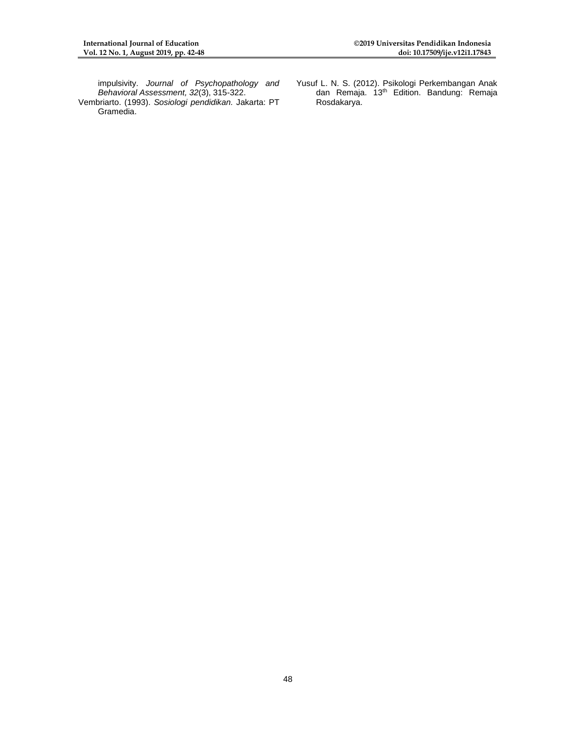impulsivity. *Journal of Psychopathology and Behavioral Assessment, 32*(3), 315-322.

Vembriarto. (1993). *Sosiologi pendidikan.* Jakarta: PT Gramedia.

Yusuf L. N. S. (2012). Psikologi Perkembangan Anak dan Remaja. 13th Edition. Bandung: Remaja Rosdakarya.